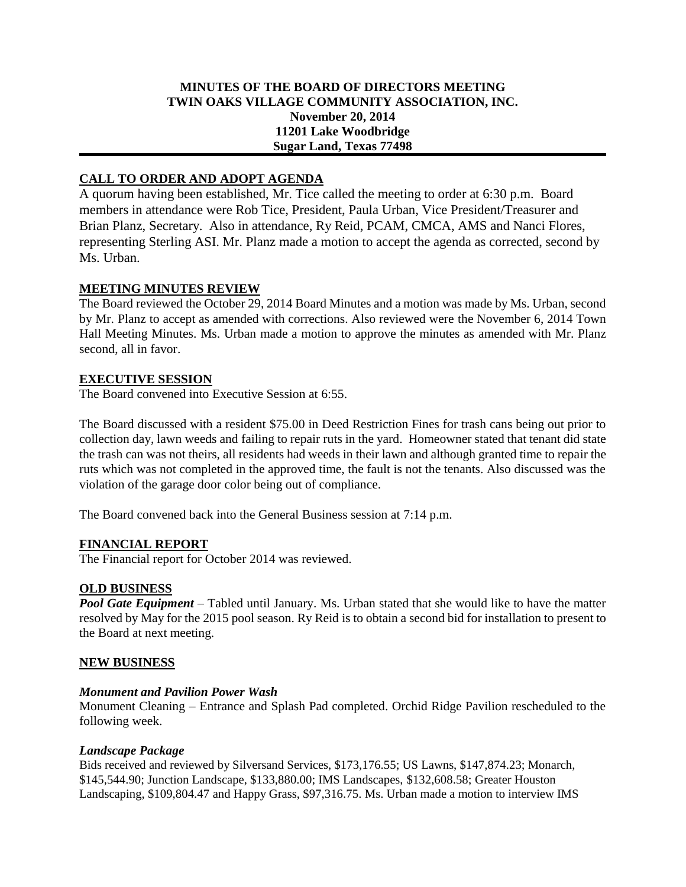# MINUTES OF THE BOARD OF DIRECTORS MEETING
# TWIN OAKS VILLAGE COMMUNITY ASSOCIATION, INC.
**November 20, 2014**
**11201 Lake Woodbridge**
**Sugar Land, Texas 77498**

## CALL TO ORDER AND ADOPT AGENDA

A quorum having been established, Mr. Tice called the meeting to order at 6:30 p.m. Board members in attendance were Rob Tice, President, Paula Urban, Vice President/Treasurer and Brian Planz, Secretary. Also in attendance, Ry Reid, PCAM, CMCA, AMS and Nanci Flores, representing Sterling ASI. Mr. Planz made a motion to accept the agenda as corrected, second by Ms. Urban.

## MEETING MINUTES REVIEW

The Board reviewed the October 29, 2014 Board Minutes and a motion was made by Ms. Urban, second by Mr. Planz to accept as amended with corrections. Also reviewed were the November 6, 2014 Town Hall Meeting Minutes. Ms. Urban made a motion to approve the minutes as amended with Mr. Planz second, all in favor.

## EXECUTIVE SESSION

The Board convened into Executive Session at 6:55.

The Board discussed with a resident $75.00 in Deed Restriction Fines for trash cans being out prior to collection day, lawn weeds and failing to repair ruts in the yard. Homeowner stated that tenant did state the trash can was not theirs, all residents had weeds in their lawn and although granted time to repair the ruts which was not completed in the approved time, the fault is not the tenants. Also discussed was the violation of the garage door color being out of compliance.

The Board convened back into the General Business session at 7:14 p.m.

## FINANCIAL REPORT

The Financial report for October 2014 was reviewed.

## OLD BUSINESS

***Pool Gate Equipment*** – Tabled until January. Ms. Urban stated that she would like to have the matter resolved by May for the 2015 pool season. Ry Reid is to obtain a second bid for installation to present to the Board at next meeting.

## NEW BUSINESS

### *Monument and Pavilion Power Wash*

Monument Cleaning – Entrance and Splash Pad completed. Orchid Ridge Pavilion rescheduled to the following week.

### *Landscape Package*

Bids received and reviewed by Silversand Services, $173,176.55; US Lawns, $147,874.23; Monarch, $145,544.90; Junction Landscape, $133,880.00; IMS Landscapes, $132,608.58; Greater Houston Landscaping, $109,804.47 and Happy Grass, $97,316.75. Ms. Urban made a motion to interview IMS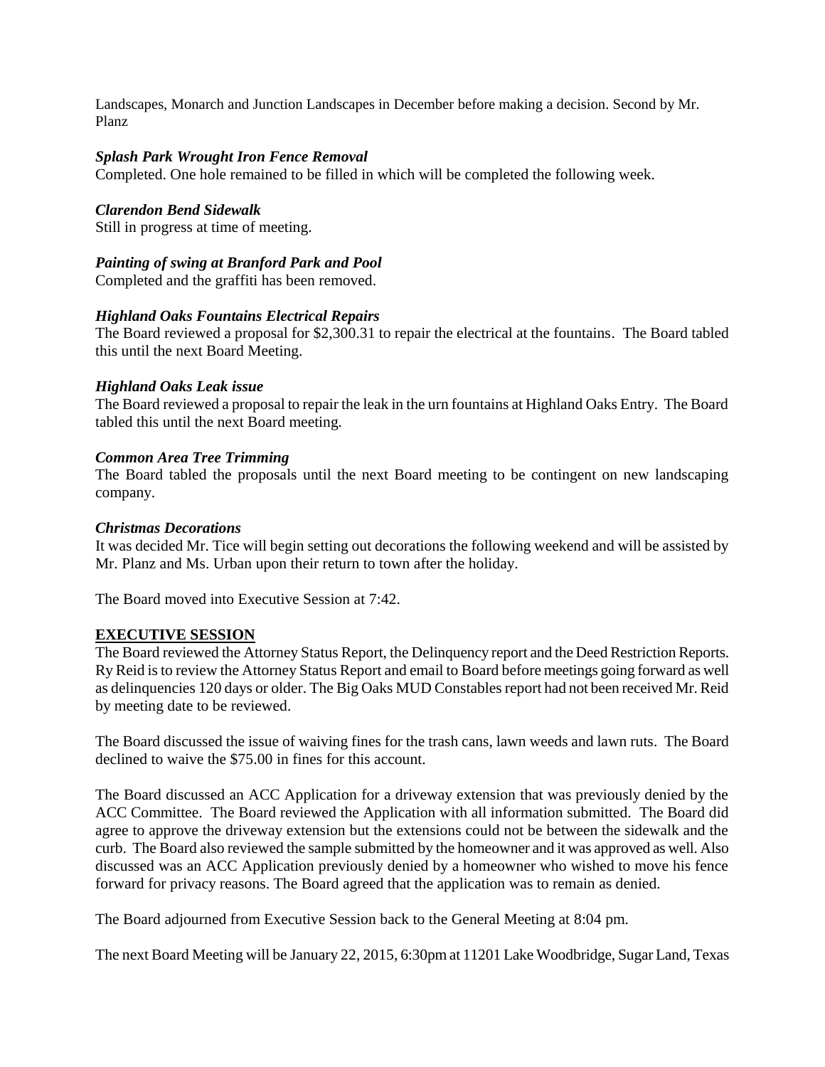Landscapes, Monarch and Junction Landscapes in December before making a decision. Second by Mr. Planz

***Splash Park Wrought Iron Fence Removal***

Completed. One hole remained to be filled in which will be completed the following week.

***Clarendon Bend Sidewalk***

Still in progress at time of meeting.

***Painting of swing at Branford Park and Pool***

Completed and the graffiti has been removed.

***Highland Oaks Fountains Electrical Repairs***

The Board reviewed a proposal for $2,300.31 to repair the electrical at the fountains. The Board tabled this until the next Board Meeting.

***Highland Oaks Leak issue***

The Board reviewed a proposal to repair the leak in the urn fountains at Highland Oaks Entry. The Board tabled this until the next Board meeting.

***Common Area Tree Trimming***

The Board tabled the proposals until the next Board meeting to be contingent on new landscaping company.

***Christmas Decorations***

It was decided Mr. Tice will begin setting out decorations the following weekend and will be assisted by Mr. Planz and Ms. Urban upon their return to town after the holiday.

The Board moved into Executive Session at 7:42.

**EXECUTIVE SESSION**

The Board reviewed the Attorney Status Report, the Delinquency report and the Deed Restriction Reports. Ry Reid is to review the Attorney Status Report and email to Board before meetings going forward as well as delinquencies 120 days or older. The Big Oaks MUD Constables report had not been received Mr. Reid by meeting date to be reviewed.

The Board discussed the issue of waiving fines for the trash cans, lawn weeds and lawn ruts. The Board declined to waive the $75.00 in fines for this account.

The Board discussed an ACC Application for a driveway extension that was previously denied by the ACC Committee. The Board reviewed the Application with all information submitted. The Board did agree to approve the driveway extension but the extensions could not be between the sidewalk and the curb. The Board also reviewed the sample submitted by the homeowner and it was approved as well. Also discussed was an ACC Application previously denied by a homeowner who wished to move his fence forward for privacy reasons. The Board agreed that the application was to remain as denied.

The Board adjourned from Executive Session back to the General Meeting at 8:04 pm.

The next Board Meeting will be January 22, 2015, 6:30pm at 11201 Lake Woodbridge, Sugar Land, Texas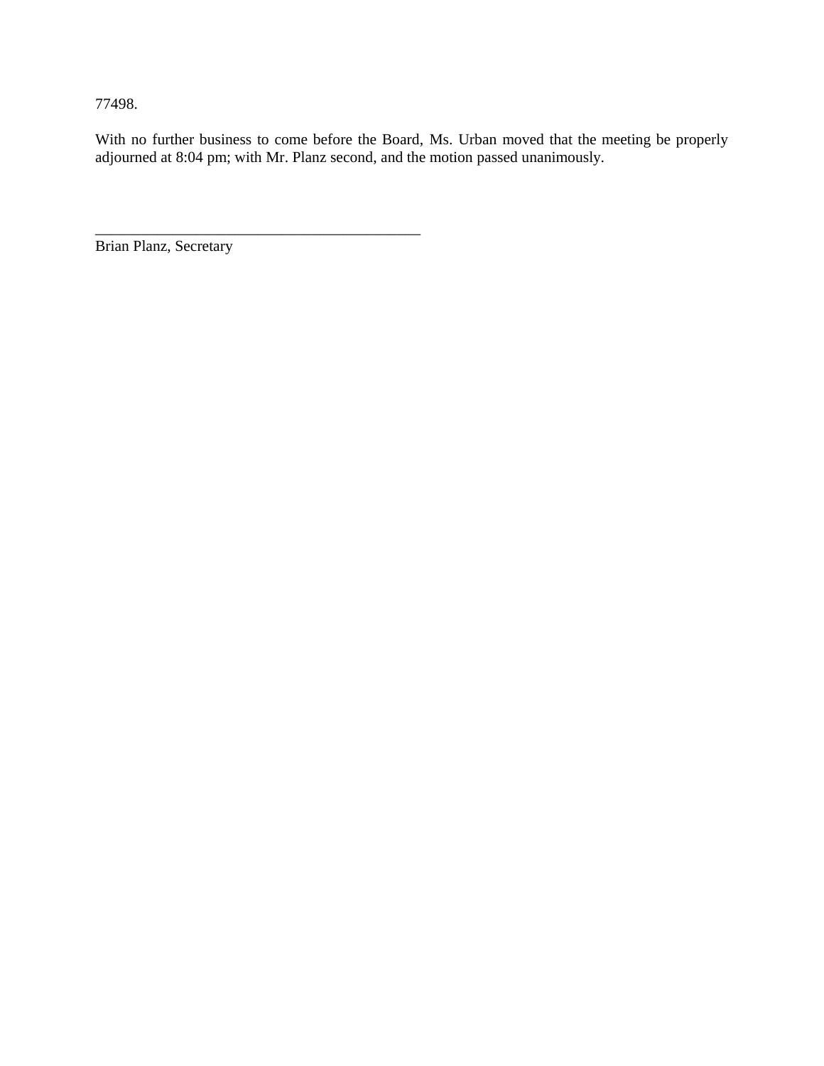77498.

With no further business to come before the Board, Ms. Urban moved that the meeting be properly adjourned at 8:04 pm; with Mr. Planz second, and the motion passed unanimously.

_____________________________________________

Brian Planz, Secretary